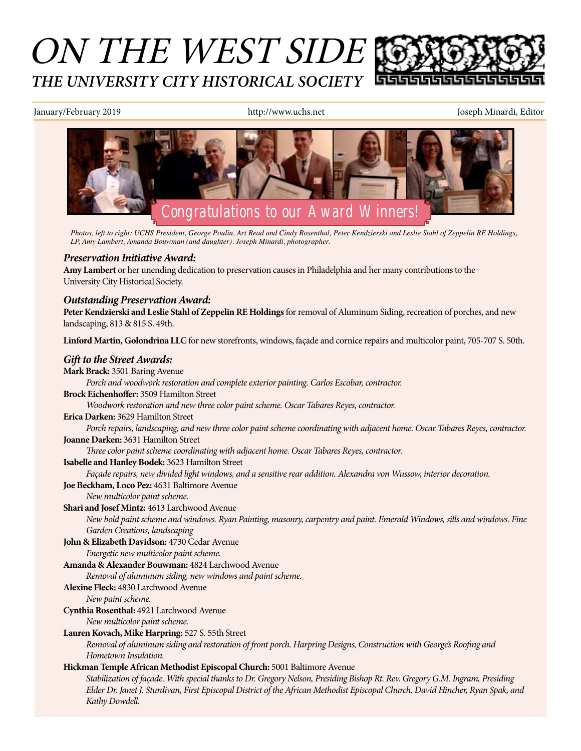# ON THE WEST SIDE

## THE UNIVERSITY CITY HISTORICAL SOCIETY

January/February 2019 | http://www.uchs.net | Joseph Minardi, Editor

## Congratulations to our Award Winners!

*Photos, left to right: UCHS President, George Poulin, Art Read and Cindy Rosenthal, Peter Kendzierski and Leslie Stahl of Zeppelin RE Holdings, LP, Amy Lambert, Amanda Bouwman (and daughter). Joseph Minardi, photographer.*

### *Preservation Initiative Award:*

**Amy Lambert** or her unending dedication to preservation causes in Philadelphia and her many contributions to the University City Historical Society.

### *Outstanding Preservation Award:*

**Peter Kendzierski and Leslie Stahl of Zeppelin RE Holdings** for removal of Aluminum Siding, recreation of porches, and new landscaping, 813 & 815 S. 49th.

**Linford Martin, Golondrina LLC** for new storefronts, windows, façade and cornice repairs and multicolor paint, 705-707 S. 50th.

### *Gift to the Street Awards:*

**Mark Brack:** 3501 Baring Avenue
*Porch and woodwork restoration and complete exterior painting. Carlos Escobar, contractor.*

**Brock Eichenhoffer:** 3509 Hamilton Street
*Woodwork restoration and new three color paint scheme. Oscar Tabares Reyes, contractor.*

**Erica Darken:** 3629 Hamilton Street
*Porch repairs, landscaping, and new three color paint scheme coordinating with adjacent home. Oscar Tabares Reyes, contractor.*

**Joanne Darken:** 3631 Hamilton Street
*Three color paint scheme coordinating with adjacent home. Oscar Tabares Reyes, contractor.*

**Isabelle and Hanley Bodek:** 3623 Hamilton Street
*Façade repairs, new divided light windows, and a sensitive rear addition. Alexandra von Wussow, interior decoration.*

**Joe Beckham, Loco Pez:** 4631 Baltimore Avenue
*New multicolor paint scheme.*

**Shari and Josef Mintz:** 4613 Larchwood Avenue
*New bold paint scheme and windows. Ryan Painting, masonry, carpentry and paint. Emerald Windows, sills and windows. Fine Garden Creations, landscaping*

**John & Elizabeth Davidson:** 4730 Cedar Avenue
*Energetic new multicolor paint scheme.*

**Amanda & Alexander Bouwman:** 4824 Larchwood Avenue
*Removal of aluminum siding, new windows and paint scheme.*

**Alexine Fleck:** 4830 Larchwood Avenue
*New paint scheme.*

**Cynthia Rosenthal:** 4921 Larchwood Avenue
*New multicolor paint scheme.*

**Lauren Kovach, Mike Harpring:** 527 S. 55th Street
*Removal of aluminum siding and restoration of front porch. Harpring Designs, Construction with George's Roofing and Hometown Insulation.*

**Hickman Temple African Methodist Episcopal Church:** 5001 Baltimore Avenue
*Stabilization of façade. With special thanks to Dr. Gregory Nelson, Presiding Bishop Rt. Rev. Gregory G.M. Ingram, Presiding Elder Dr. Janet J. Sturdivan, First Episcopal District of the African Methodist Episcopal Church. David Hincher, Ryan Spak, and Kathy Dowdell.*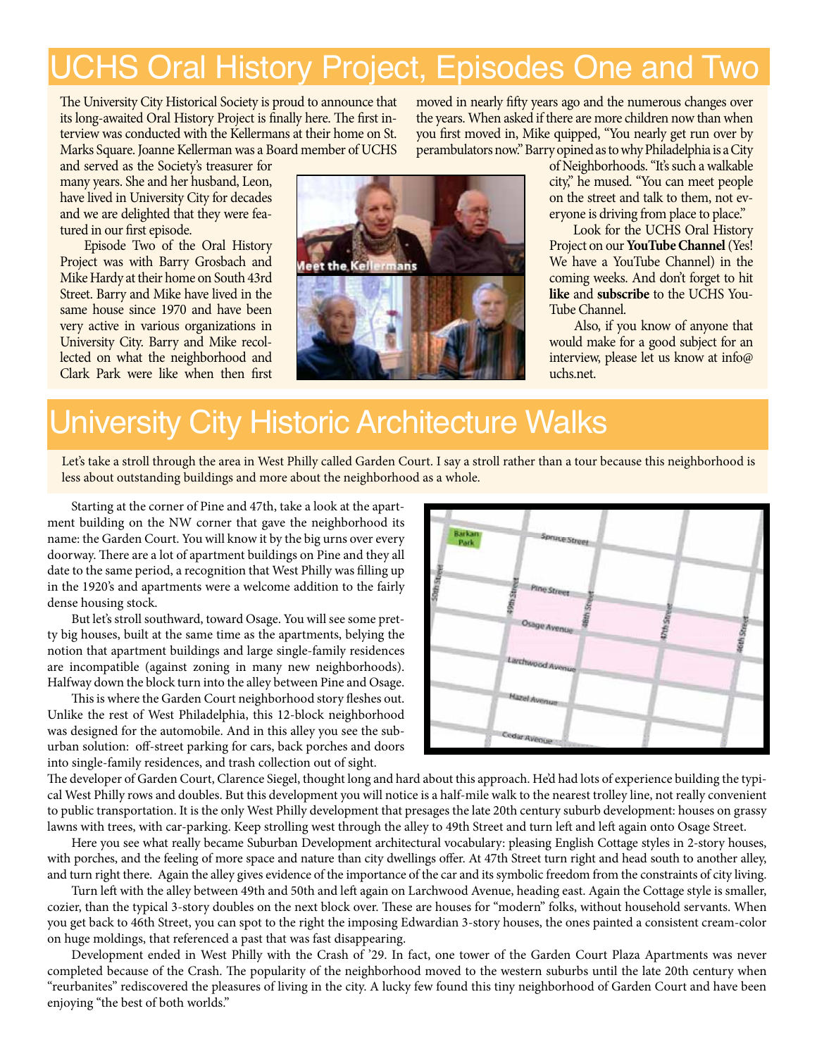# UCHS Oral History Project, Episodes One and Two

The University City Historical Society is proud to announce that its long-awaited Oral History Project is finally here. The first interview was conducted with the Kellermans at their home on St. Marks Square. Joanne Kellerman was a Board member of UCHS and served as the Society's treasurer for many years. She and her husband, Leon, have lived in University City for decades and we are delighted that they were featured in our first episode.

Episode Two of the Oral History Project was with Barry Grosbach and Mike Hardy at their home on South 43rd Street. Barry and Mike have lived in the same house since 1970 and have been very active in various organizations in University City. Barry and Mike recollected on what the neighborhood and Clark Park were like when then first moved in nearly fifty years ago and the numerous changes over the years. When asked if there are more children now than when you first moved in, Mike quipped, "You nearly get run over by perambulators now." Barry opined as to why Philadelphia is a City of Neighborhoods. "It's such a walkable city," he mused. "You can meet people on the street and talk to them, not everyone is driving from place to place."

Look for the UCHS Oral History Project on our **YouTube Channel** (Yes! We have a YouTube Channel) in the coming weeks. And don't forget to hit **like** and **subscribe** to the UCHS YouTube Channel.

Also, if you know of anyone that would make for a good subject for an interview, please let us know at info@uchs.net.

# University City Historic Architecture Walks

Let's take a stroll through the area in West Philly called Garden Court. I say a stroll rather than a tour because this neighborhood is less about outstanding buildings and more about the neighborhood as a whole.

Starting at the corner of Pine and 47th, take a look at the apartment building on the NW corner that gave the neighborhood its name: the Garden Court. You will know it by the big urns over every doorway. There are a lot of apartment buildings on Pine and they all date to the same period, a recognition that West Philly was filling up in the 1920's and apartments were a welcome addition to the fairly dense housing stock.

But let's stroll southward, toward Osage. You will see some pretty big houses, built at the same time as the apartments, belying the notion that apartment buildings and large single-family residences are incompatible (against zoning in many new neighborhoods). Halfway down the block turn into the alley between Pine and Osage.

This is where the Garden Court neighborhood story fleshes out. Unlike the rest of West Philadelphia, this 12-block neighborhood was designed for the automobile. And in this alley you see the suburban solution: off-street parking for cars, back porches and doors into single-family residences, and trash collection out of sight. The developer of Garden Court, Clarence Siegel, thought long and hard about this approach. He'd had lots of experience building the typical West Philly rows and doubles. But this development you will notice is a half-mile walk to the nearest trolley line, not really convenient to public transportation. It is the only West Philly development that presages the late 20th century suburb development: houses on grassy lawns with trees, with car-parking. Keep strolling west through the alley to 49th Street and turn left and left again onto Osage Street.

Here you see what really became Suburban Development architectural vocabulary: pleasing English Cottage styles in 2-story houses, with porches, and the feeling of more space and nature than city dwellings offer. At 47th Street turn right and head south to another alley, and turn right there. Again the alley gives evidence of the importance of the car and its symbolic freedom from the constraints of city living.

Turn left with the alley between 49th and 50th and left again on Larchwood Avenue, heading east. Again the Cottage style is smaller, cozier, than the typical 3-story doubles on the next block over. These are houses for "modern" folks, without household servants. When you get back to 46th Street, you can spot to the right the imposing Edwardian 3-story houses, the ones painted a consistent cream-color on huge moldings, that referenced a past that was fast disappearing.

Development ended in West Philly with the Crash of '29. In fact, one tower of the Garden Court Plaza Apartments was never completed because of the Crash. The popularity of the neighborhood moved to the western suburbs until the late 20th century when "reurbanites" rediscovered the pleasures of living in the city. A lucky few found this tiny neighborhood of Garden Court and have been enjoying "the best of both worlds."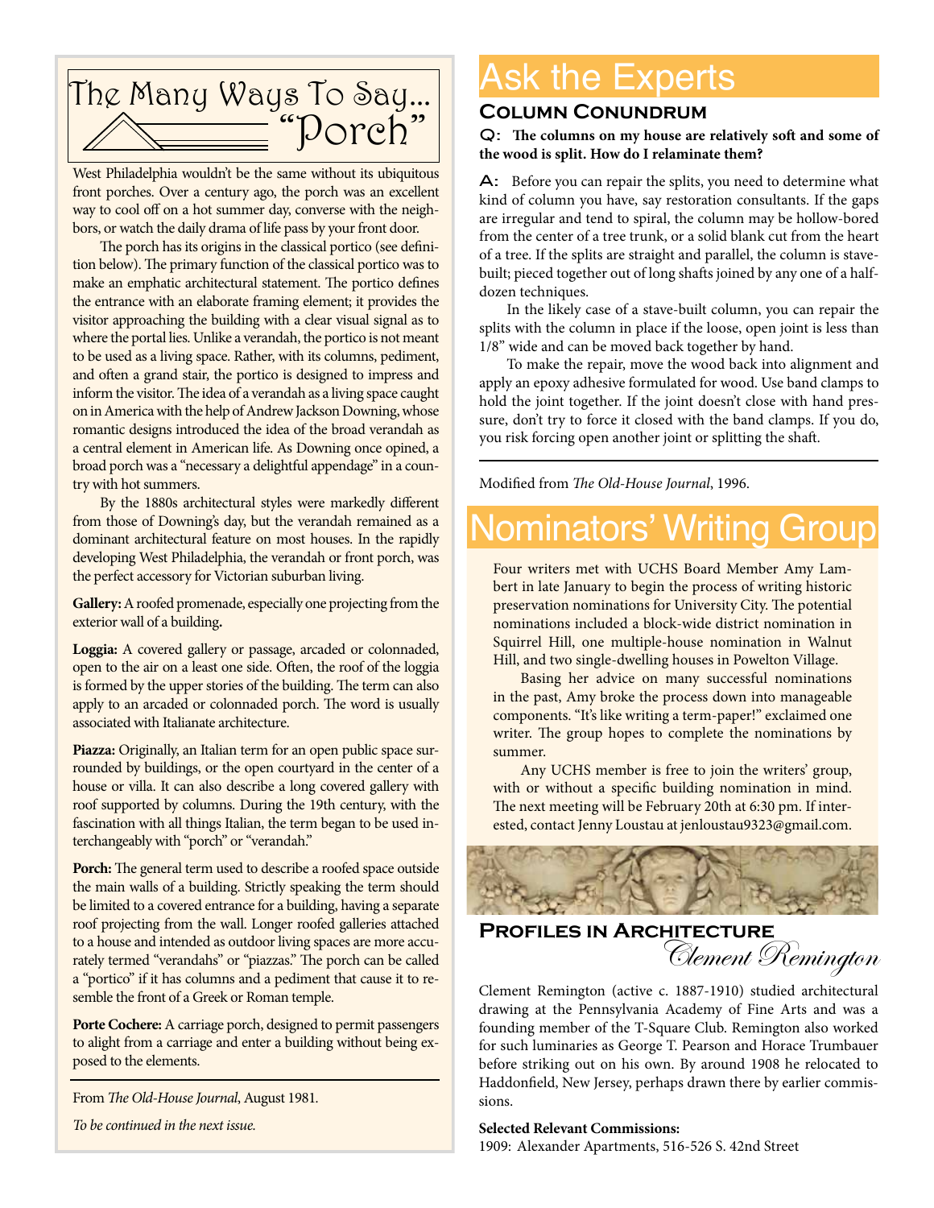# The Many Ways To Say... "Porch"

West Philadelphia wouldn't be the same without its ubiquitous front porches. Over a century ago, the porch was an excellent way to cool off on a hot summer day, converse with the neighbors, or watch the daily drama of life pass by your front door.

The porch has its origins in the classical portico (see definition below). The primary function of the classical portico was to make an emphatic architectural statement. The portico defines the entrance with an elaborate framing element; it provides the visitor approaching the building with a clear visual signal as to where the portal lies. Unlike a verandah, the portico is not meant to be used as a living space. Rather, with its columns, pediment, and often a grand stair, the portico is designed to impress and inform the visitor. The idea of a verandah as a living space caught on in America with the help of Andrew Jackson Downing, whose romantic designs introduced the idea of the broad verandah as a central element in American life. As Downing once opined, a broad porch was a "necessary a delightful appendage" in a country with hot summers.

By the 1880s architectural styles were markedly different from those of Downing's day, but the verandah remained as a dominant architectural feature on most houses. In the rapidly developing West Philadelphia, the verandah or front porch, was the perfect accessory for Victorian suburban living.

**Gallery:** A roofed promenade, especially one projecting from the exterior wall of a building.

**Loggia:** A covered gallery or passage, arcaded or colonnaded, open to the air on a least one side. Often, the roof of the loggia is formed by the upper stories of the building. The term can also apply to an arcaded or colonnaded porch. The word is usually associated with Italianate architecture.

**Piazza:** Originally, an Italian term for an open public space surrounded by buildings, or the open courtyard in the center of a house or villa. It can also describe a long covered gallery with roof supported by columns. During the 19th century, with the fascination with all things Italian, the term began to be used interchangeably with "porch" or "verandah."

**Porch:** The general term used to describe a roofed space outside the main walls of a building. Strictly speaking the term should be limited to a covered entrance for a building, having a separate roof projecting from the wall. Longer roofed galleries attached to a house and intended as outdoor living spaces are more accurately termed "verandahs" or "piazzas." The porch can be called a "portico" if it has columns and a pediment that cause it to resemble the front of a Greek or Roman temple.

**Porte Cochere:** A carriage porch, designed to permit passengers to alight from a carriage and enter a building without being exposed to the elements.

From *The Old-House Journal*, August 1981.

*To be continued in the next issue.*

# Ask the Experts

## Column Conundrum

**Q: The columns on my house are relatively soft and some of the wood is split. How do I relaminate them?**

**A:** Before you can repair the splits, you need to determine what kind of column you have, say restoration consultants. If the gaps are irregular and tend to spiral, the column may be hollow-bored from the center of a tree trunk, or a solid blank cut from the heart of a tree. If the splits are straight and parallel, the column is stave-built; pieced together out of long shafts joined by any one of a half-dozen techniques.

In the likely case of a stave-built column, you can repair the splits with the column in place if the loose, open joint is less than 1/8" wide and can be moved back together by hand.

To make the repair, move the wood back into alignment and apply an epoxy adhesive formulated for wood. Use band clamps to hold the joint together. If the joint doesn't close with hand pressure, don't try to force it closed with the band clamps. If you do, you risk forcing open another joint or splitting the shaft.

Modified from *The Old-House Journal*, 1996.

# Nominators' Writing Group

Four writers met with UCHS Board Member Amy Lambert in late January to begin the process of writing historic preservation nominations for University City. The potential nominations included a block-wide district nomination in Squirrel Hill, one multiple-house nomination in Walnut Hill, and two single-dwelling houses in Powelton Village.

Basing her advice on many successful nominations in the past, Amy broke the process down into manageable components. "It's like writing a term-paper!" exclaimed one writer. The group hopes to complete the nominations by summer.

Any UCHS member is free to join the writers' group, with or without a specific building nomination in mind. The next meeting will be February 20th at 6:30 pm. If interested, contact Jenny Loustau at jenloustau9323@gmail.com.

## Profiles in Architecture

### Clement Remington

Clement Remington (active c. 1887-1910) studied architectural drawing at the Pennsylvania Academy of Fine Arts and was a founding member of the T-Square Club. Remington also worked for such luminaries as George T. Pearson and Horace Trumbauer before striking out on his own. By around 1908 he relocated to Haddonfield, New Jersey, perhaps drawn there by earlier commissions.

**Selected Relevant Commissions:**

1909: Alexander Apartments, 516-526 S. 42nd Street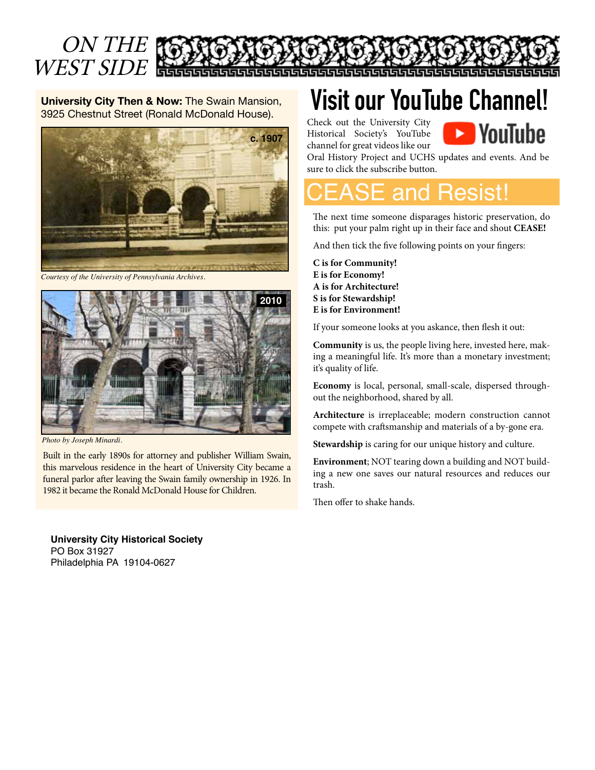# ON THE WEST SIDE

**University City Then & Now:** The Swain Mansion, 3925 Chestnut Street (Ronald McDonald House).

c. 1907

*Courtesy of the University of Pennsylvania Archives.*

2010

*Photo by Joseph Minardi.*

Built in the early 1890s for attorney and publisher William Swain, this marvelous residence in the heart of University City became a funeral parlor after leaving the Swain family ownership in 1926. In 1982 it became the Ronald McDonald House for Children.

## Visit our YouTube Channel!

Check out the University City Historical Society's YouTube channel for great videos like our Oral History Project and UCHS updates and events. And be sure to click the subscribe button.

## CEASE and Resist!

The next time someone disparages historic preservation, do this: put your palm right up in their face and shout **CEASE!**

And then tick the five following points on your fingers:

**C is for Community!**
**E is for Economy!**
**A is for Architecture!**
**S is for Stewardship!**
**E is for Environment!**

If your someone looks at you askance, then flesh it out:

**Community** is us, the people living here, invested here, making a meaningful life. It's more than a monetary investment; it's quality of life.

**Economy** is local, personal, small-scale, dispersed throughout the neighborhood, shared by all.

**Architecture** is irreplaceable; modern construction cannot compete with craftsmanship and materials of a by-gone era.

**Stewardship** is caring for our unique history and culture.

**Environment**; NOT tearing down a building and NOT building a new one saves our natural resources and reduces our trash.

Then offer to shake hands.

**University City Historical Society**
PO Box 31927
Philadelphia PA 19104-0627